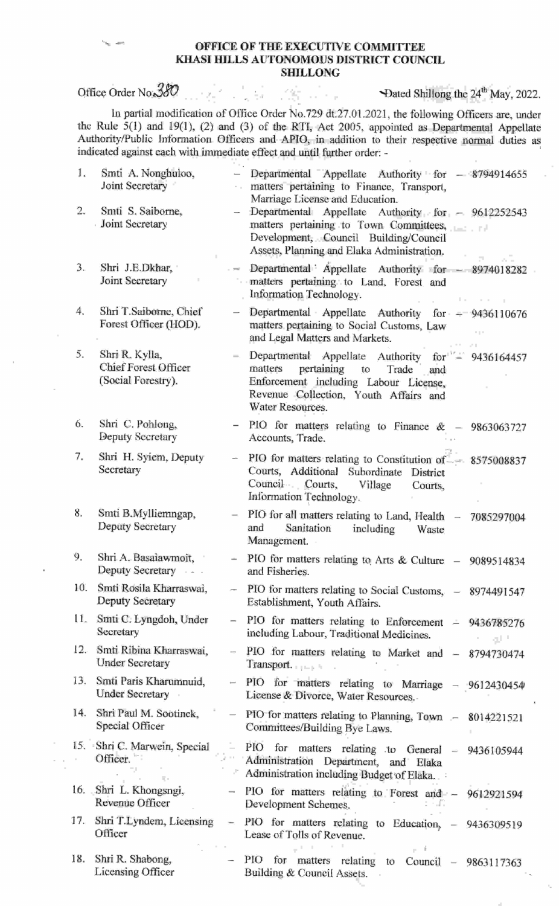**OFFICE OF THE EXECUTIVE COMMITTEE**
**KHASI HILLS AUTONOMOUS DISTRICT COUNCIL**
**SHILLONG**

Office Order No. 380 — Dated Shillong the 24th May, 2022.

In partial modification of Office Order No.729 dt.27.01.2021, the following Officers are, under the Rule 5(1) and 19(1), (2) and (3) of the RTI, Act 2005, appointed as Departmental Appellate Authority/Public Information Officers and APIO, in addition to their respective normal duties as indicated against each with immediate effect and until further order: -

| Sl. | Name & Designation | Appointment | Contact |
|---|---|---|---|
| 1. | Smti A. Nonghuloo, Joint Secretary | Departmental Appellate Authority for matters pertaining to Finance, Transport, Marriage License and Education. | 8794914655 |
| 2. | Smti S. Saiborne, Joint Secretary | Departmental Appellate Authority for matters pertaining to Town Committees, Development, Council Building/Council Assets, Planning and Elaka Administration. | 9612252543 |
| 3. | Shri J.E.Dkhar, Joint Secretary | Departmental Appellate Authority for matters pertaining to Land, Forest and Information Technology. | 8974018282 |
| 4. | Shri T.Saiborne, Chief Forest Officer (HOD). | Departmental Appellate Authority for matters pertaining to Social Customs, Law and Legal Matters and Markets. | 9436110676 |
| 5. | Shri R. Kylla, Chief Forest Officer (Social Forestry). | Departmental Appellate Authority for matters pertaining to Trade and Enforcement including Labour License, Revenue Collection, Youth Affairs and Water Resources. | 9436164457 |
| 6. | Shri C. Pohlong, Deputy Secretary | PIO for matters relating to Finance & Accounts, Trade. | 9863063727 |
| 7. | Shri H. Syiem, Deputy Secretary | PIO for matters relating to Constitution of Courts, Additional Subordinate District Council Courts, Village Courts, Information Technology. | 8575008837 |
| 8. | Smti B.Mylliemngap, Deputy Secretary | PIO for all matters relating to Land, Health and Sanitation including Waste Management. | 7085297004 |
| 9. | Shri A. Basaiawmoit, Deputy Secretary | PIO for matters relating to Arts & Culture and Fisheries. | 9089514834 |
| 10. | Smti Rosila Kharraswai, Deputy Secretary | PIO for matters relating to Social Customs, Establishment, Youth Affairs. | 8974491547 |
| 11. | Smti C. Lyngdoh, Under Secretary | PIO for matters relating to Enforcement including Labour, Traditional Medicines. | 9436785276 |
| 12. | Smti Ribina Kharraswai, Under Secretary | PIO for matters relating to Market and Transport. | 8794730474 |
| 13. | Smti Paris Kharumnuid, Under Secretary | PIO for matters relating to Marriage License & Divorce, Water Resources. | 9612430454 |
| 14. | Shri Paul M. Sootinck, Special Officer | PIO for matters relating to Planning, Town Committees/Building Bye Laws. | 8014221521 |
| 15. | Shri C. Marwein, Special Officer. | PIO for matters relating to General Administration Department, and Elaka Administration including Budget of Elaka. | 9436105944 |
| 16. | Shri L. Khongsngi, Revenue Officer | PIO for matters relating to Forest and Development Schemes. | 9612921594 |
| 17. | Shri T.Lyndem, Licensing Officer | PIO for matters relating to Education, Lease of Tolls of Revenue. | 9436309519 |
| 18. | Shri R. Shabong, Licensing Officer | PIO for matters relating to Council Building & Council Assets. | 9863117363 |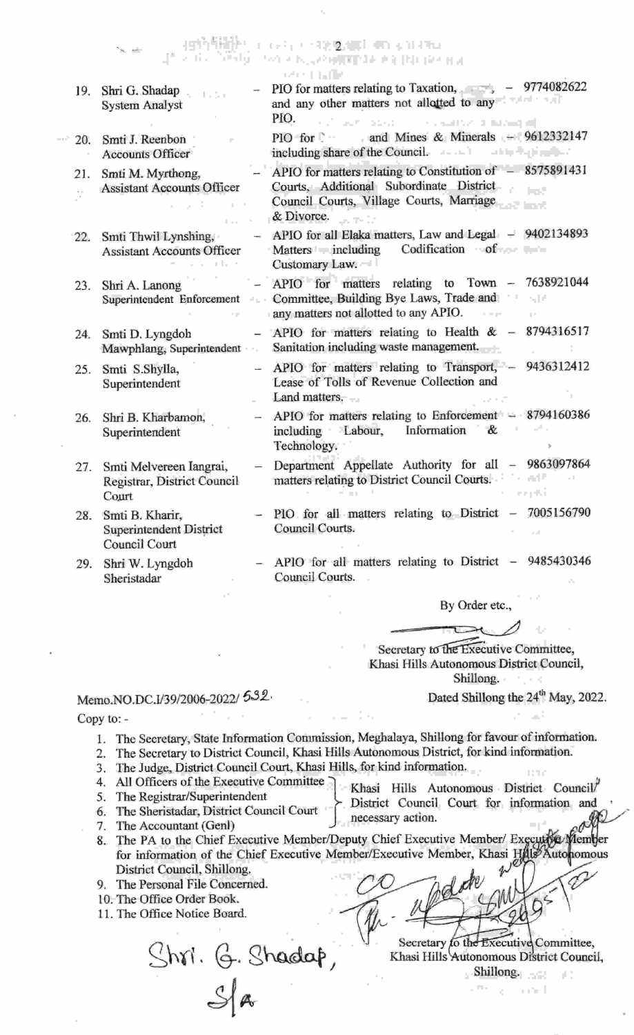| | | | |
|---|---|---|---|
| 19. | Shri G. Shadap<br>System Analyst | – PIO for matters relating to Taxation, , and any other matters not allotted to any PIO. | – 9774082622 |
| 20. | Smti J. Reenbon<br>Accounts Officer | PIO for and Mines & Minerals including share of the Council. | – 9612332147 |
| 21. | Smti M. Myrthong,<br>Assistant Accounts Officer | – APIO for matters relating to Constitution of Courts, Additional Subordinate District Council Courts, Village Courts, Marriage & Divorce. | – 8575891431 |
| 22. | Smti Thwil Lynshing,<br>Assistant Accounts Officer | – APIO for all Elaka matters, Law and Legal Matters including Codification of Customary Law. | – 9402134893 |
| 23. | Shri A. Lanong<br>Superintendent Enforcement | – APIO for matters relating to Town Committee, Building Bye Laws, Trade and any matters not allotted to any APIO. | – 7638921044 |
| 24. | Smti D. Lyngdoh<br>Mawphlang, Superintendent | – APIO for matters relating to Health & Sanitation including waste management. | – 8794316517 |
| 25. | Smti S.Shylla,<br>Superintendent | – APIO for matters relating to Transport, Lease of Tolls of Revenue Collection and Land matters. | – 9436312412 |
| 26. | Shri B. Kharbamon,<br>Superintendent | – APIO for matters relating to Enforcement including Labour, Information & Technology. | – 8794160386 |
| 27. | Smti Melvereen Iangrai,<br>Registrar, District Council Court | – Department Appellate Authority for all matters relating to District Council Courts. | – 9863097864 |
| 28. | Smti B. Kharir,<br>Superintendent District Council Court | – PIO for all matters relating to District Council Courts. | – 7005156790 |
| 29. | Shri W. Lyngdoh<br>Sheristadar | – APIO for all matters relating to District Council Courts. | – 9485430346 |

By Order etc.,

Secretary to the Executive Committee,
Khasi Hills Autonomous District Council,
Shillong.

Memo.NO.DC.I/39/2006-2022/ 532.

Dated Shillong the 24th May, 2022.

Copy to: -

1. The Secretary, State Information Commission, Meghalaya, Shillong for favour of information.
2. The Secretary to District Council, Khasi Hills Autonomous District, for kind information.
3. The Judge, District Council Court, Khasi Hills, for kind information.
4. All Officers of the Executive Committee
5. The Registrar/Superintendent
6. The Sheristadar, District Council Court
7. The Accountant (Genl)

(4–7) Khasi Hills Autonomous District Council/ District Council Court for information and necessary action.

8. The PA to the Chief Executive Member/Deputy Chief Executive Member/ Executive Member for information of the Chief Executive Member/Executive Member, Khasi Hills Autonomous District Council, Shillong.
9. The Personal File Concerned.
10. The Office Order Book.
11. The Office Notice Board.

Secretary to the Executive Committee,
Khasi Hills Autonomous District Council,
Shillong.

Shri. G. Shadap,
S/A